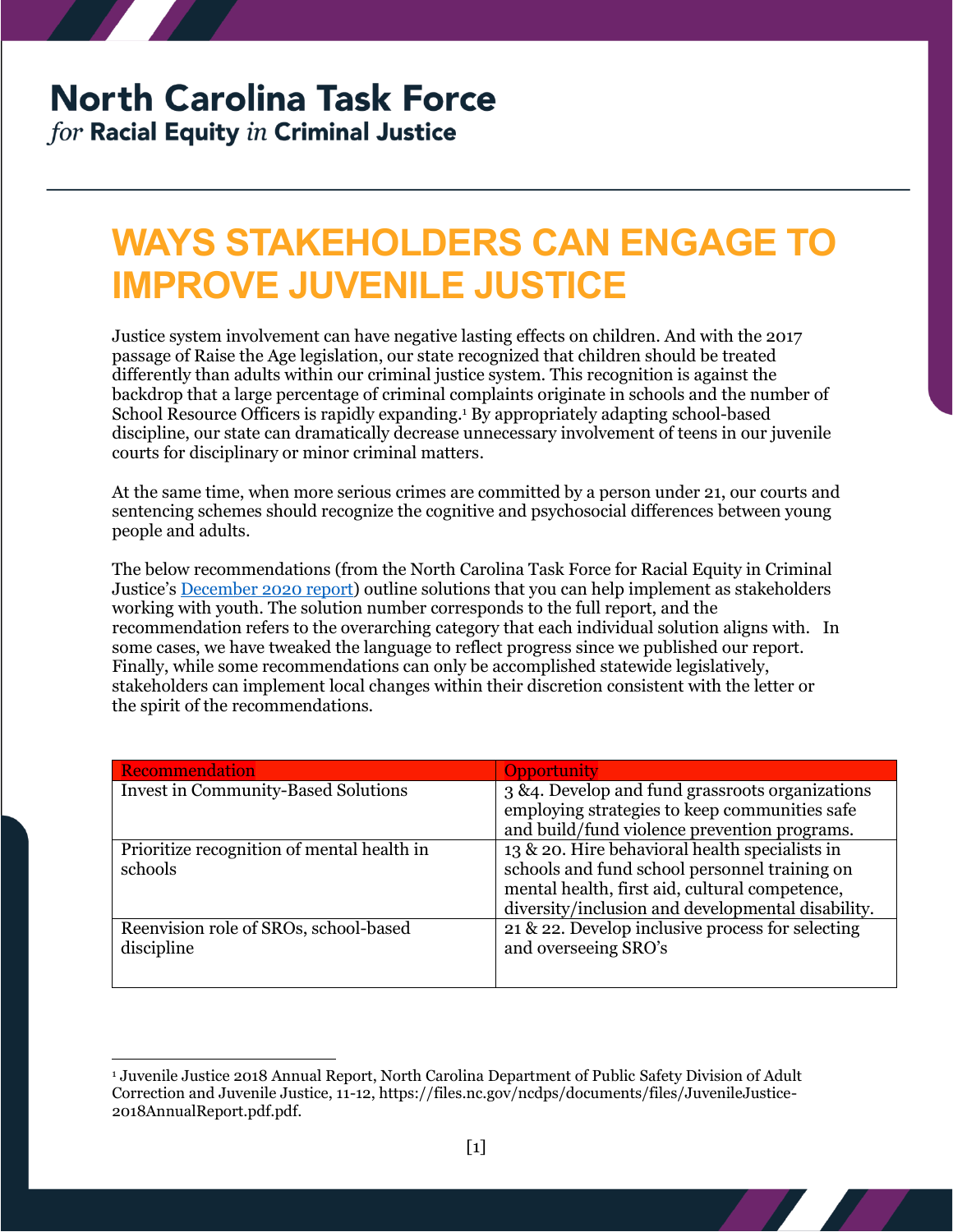# North Carolina Task Force

*for* **Racial Equity** *in* **Criminal Justice**

## WAYS STAKEHOLDERS CAN ENGAGE TO IMPROVE JUVENILE JUSTICE

Justice system involvement can have negative lasting effects on children. And with the 2017 passage of Raise the Age legislation, our state recognized that children should be treated differently than adults within our criminal justice system. This recognition is against the backdrop that a large percentage of criminal complaints originate in schools and the number of School Resource Officers is rapidly expanding.[1] By appropriately adapting school-based discipline, our state can dramatically decrease unnecessary involvement of teens in our juvenile courts for disciplinary or minor criminal matters.

At the same time, when more serious crimes are committed by a person under 21, our courts and sentencing schemes should recognize the cognitive and psychosocial differences between young people and adults.

The below recommendations (from the North Carolina Task Force for Racial Equity in Criminal Justice's [December 2020 report]) outline solutions that you can help implement as stakeholders working with youth. The solution number corresponds to the full report, and the recommendation refers to the overarching category that each individual solution aligns with. In some cases, we have tweaked the language to reflect progress since we published our report. Finally, while some recommendations can only be accomplished statewide legislatively, stakeholders can implement local changes within their discretion consistent with the letter or the spirit of the recommendations.

| Recommendation | Opportunity |
|---|---|
| Invest in Community-Based Solutions | 3 &4. Develop and fund grassroots organizations employing strategies to keep communities safe and build/fund violence prevention programs. |
| Prioritize recognition of mental health in schools | 13 & 20. Hire behavioral health specialists in schools and fund school personnel training on mental health, first aid, cultural competence, diversity/inclusion and developmental disability. |
| Reenvision role of SROs, school-based discipline | 21 & 22. Develop inclusive process for selecting and overseeing SRO's |

[1] Juvenile Justice 2018 Annual Report, North Carolina Department of Public Safety Division of Adult Correction and Juvenile Justice, 11-12, https://files.nc.gov/ncdps/documents/files/JuvenileJustice-2018AnnualReport.pdf.pdf.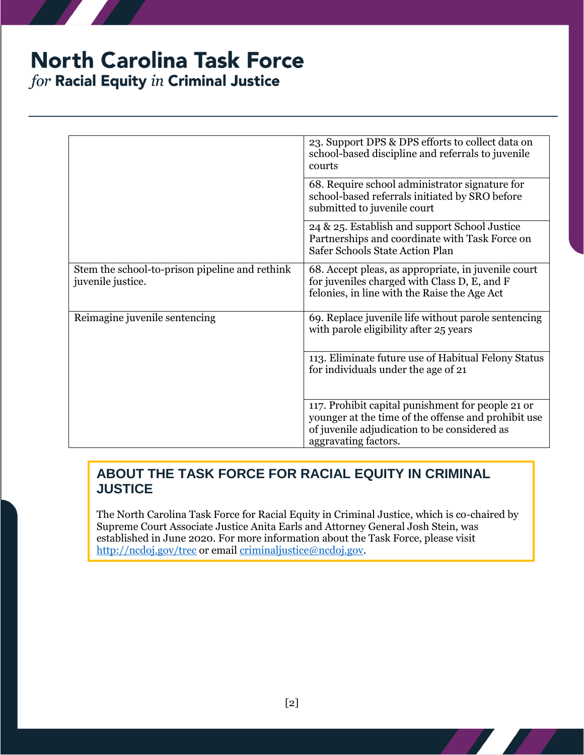# North Carolina Task Force

*for* **Racial Equity** *in* **Criminal Justice**

| | |
|---|---|
| | 23. Support DPS & DPS efforts to collect data on school-based discipline and referrals to juvenile courts |
| | 68. Require school administrator signature for school-based referrals initiated by SRO before submitted to juvenile court |
| | 24 & 25. Establish and support School Justice Partnerships and coordinate with Task Force on Safer Schools State Action Plan |
| Stem the school-to-prison pipeline and rethink juvenile justice. | 68. Accept pleas, as appropriate, in juvenile court for juveniles charged with Class D, E, and F felonies, in line with the Raise the Age Act |
| Reimagine juvenile sentencing | 69. Replace juvenile life without parole sentencing with parole eligibility after 25 years |
| | 113. Eliminate future use of Habitual Felony Status for individuals under the age of 21 |
| | 117. Prohibit capital punishment for people 21 or younger at the time of the offense and prohibit use of juvenile adjudication to be considered as aggravating factors. |

## ABOUT THE TASK FORCE FOR RACIAL EQUITY IN CRIMINAL JUSTICE

The North Carolina Task Force for Racial Equity in Criminal Justice, which is co-chaired by Supreme Court Associate Justice Anita Earls and Attorney General Josh Stein, was established in June 2020. For more information about the Task Force, please visit http://ncdoj.gov/trec or email criminaljustice@ncdoj.gov.